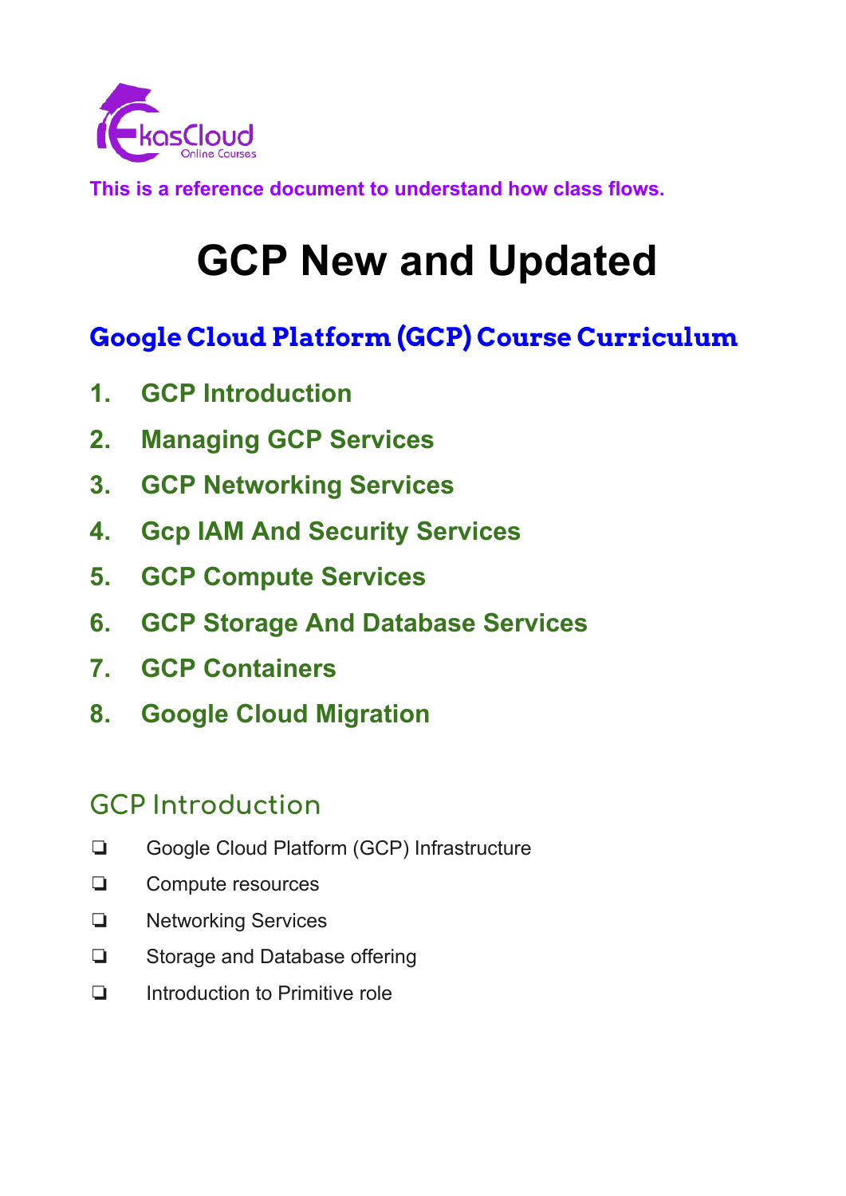**This is a reference document to understand how class flows.**

# GCP New and Updated

## Google Cloud Platform (GCP) Course Curriculum

1. **GCP Introduction**
2. **Managing GCP Services**
3. **GCP Networking Services**
4. **Gcp IAM And Security Services**
5. **GCP Compute Services**
6. **GCP Storage And Database Services**
7. **GCP Containers**
8. **Google Cloud Migration**

## GCP Introduction

- ❏ Google Cloud Platform (GCP) Infrastructure
- ❏ Compute resources
- ❏ Networking Services
- ❏ Storage and Database offering
- ❏ Introduction to Primitive role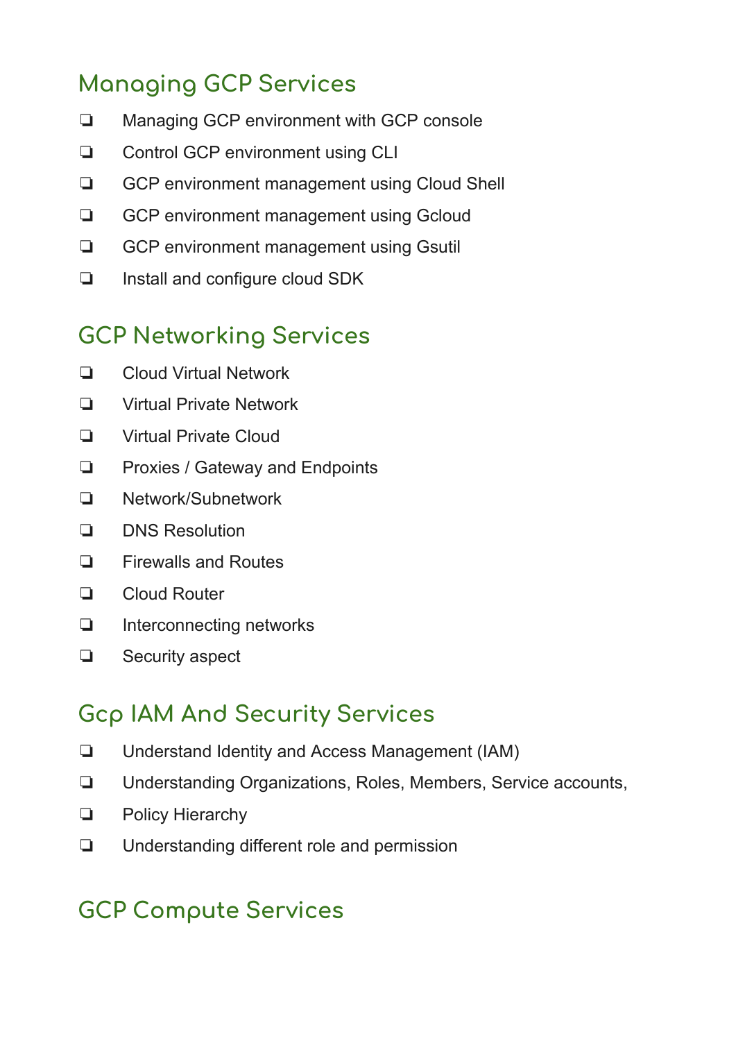## Managing GCP Services

- ❏ Managing GCP environment with GCP console
- ❏ Control GCP environment using CLI
- ❏ GCP environment management using Cloud Shell
- ❏ GCP environment management using Gcloud
- ❏ GCP environment management using Gsutil
- ❏ Install and configure cloud SDK

## GCP Networking Services

- ❏ Cloud Virtual Network
- ❏ Virtual Private Network
- ❏ Virtual Private Cloud
- ❏ Proxies / Gateway and Endpoints
- ❏ Network/Subnetwork
- ❏ DNS Resolution
- ❏ Firewalls and Routes
- ❏ Cloud Router
- ❏ Interconnecting networks
- ❏ Security aspect

## Gcp IAM And Security Services

- ❏ Understand Identity and Access Management (IAM)
- ❏ Understanding Organizations, Roles, Members, Service accounts,
- ❏ Policy Hierarchy
- ❏ Understanding different role and permission

## GCP Compute Services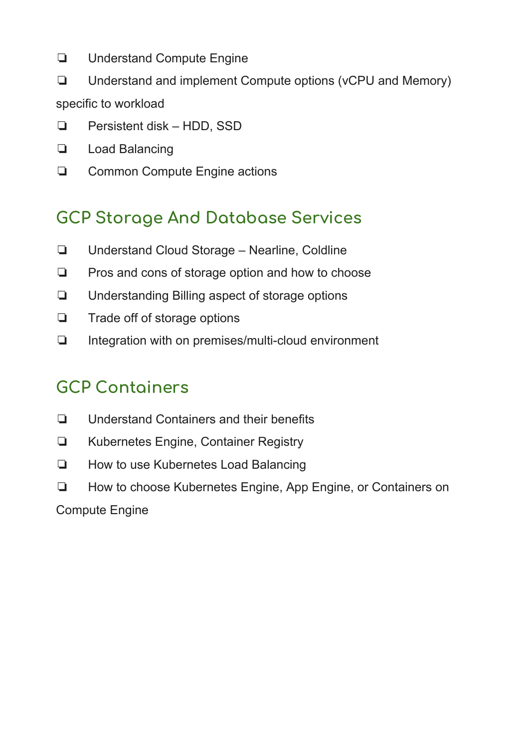- ❏ Understand Compute Engine
- ❏ Understand and implement Compute options (vCPU and Memory) specific to workload
- ❏ Persistent disk – HDD, SSD
- ❏ Load Balancing
- ❏ Common Compute Engine actions

## GCP Storage And Database Services

- ❏ Understand Cloud Storage – Nearline, Coldline
- ❏ Pros and cons of storage option and how to choose
- ❏ Understanding Billing aspect of storage options
- ❏ Trade off of storage options
- ❏ Integration with on premises/multi-cloud environment

## GCP Containers

- ❏ Understand Containers and their benefits
- ❏ Kubernetes Engine, Container Registry
- ❏ How to use Kubernetes Load Balancing
- ❏ How to choose Kubernetes Engine, App Engine, or Containers on Compute Engine